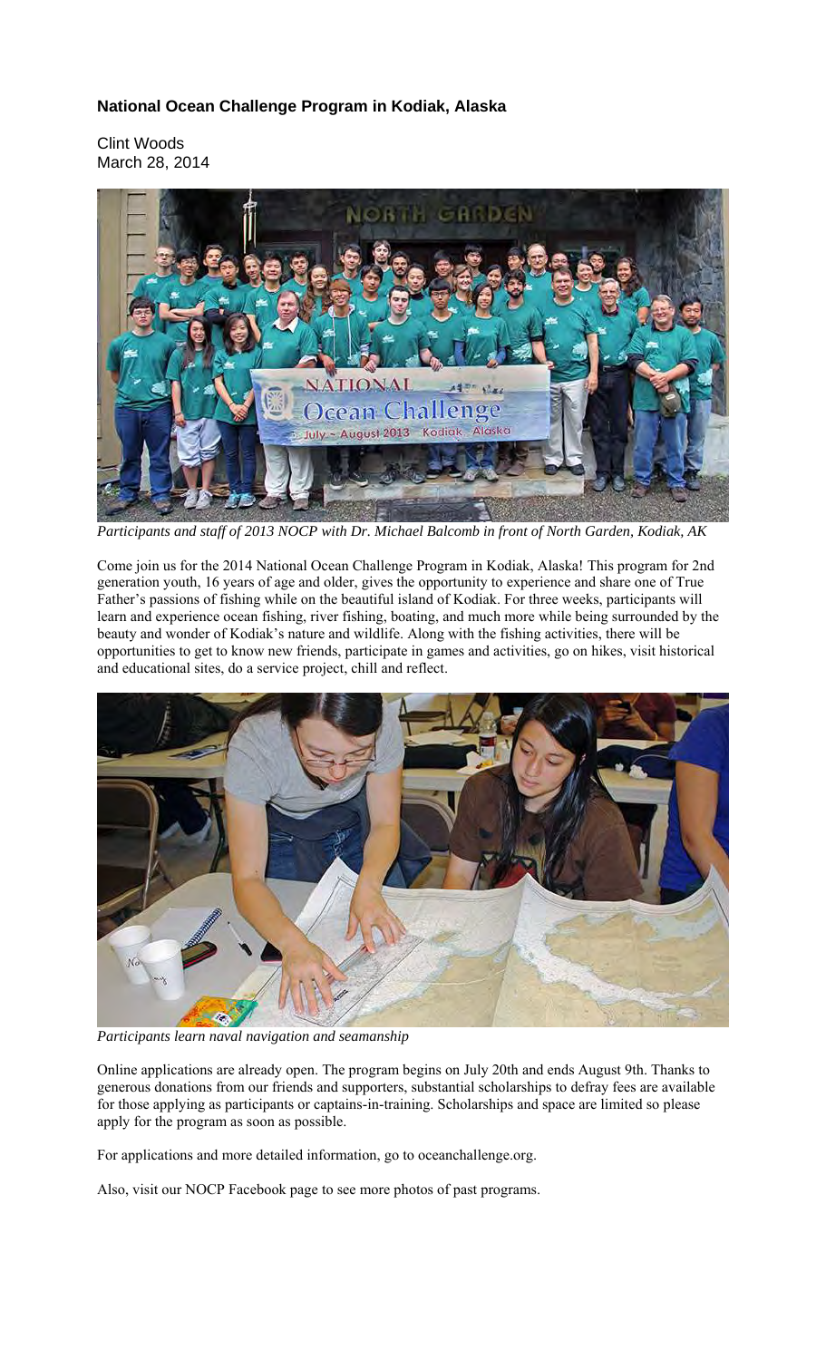**National Ocean Challenge Program in Kodiak, Alaska**

Clint Woods
March 28, 2014

*Participants and staff of 2013 NOCP with Dr. Michael Balcomb in front of North Garden, Kodiak, AK*

Come join us for the 2014 National Ocean Challenge Program in Kodiak, Alaska! This program for 2nd generation youth, 16 years of age and older, gives the opportunity to experience and share one of True Father's passions of fishing while on the beautiful island of Kodiak. For three weeks, participants will learn and experience ocean fishing, river fishing, boating, and much more while being surrounded by the beauty and wonder of Kodiak's nature and wildlife. Along with the fishing activities, there will be opportunities to get to know new friends, participate in games and activities, go on hikes, visit historical and educational sites, do a service project, chill and reflect.

*Participants learn naval navigation and seamanship*

Online applications are already open. The program begins on July 20th and ends August 9th. Thanks to generous donations from our friends and supporters, substantial scholarships to defray fees are available for those applying as participants or captains-in-training. Scholarships and space are limited so please apply for the program as soon as possible.

For applications and more detailed information, go to oceanchallenge.org.

Also, visit our NOCP Facebook page to see more photos of past programs.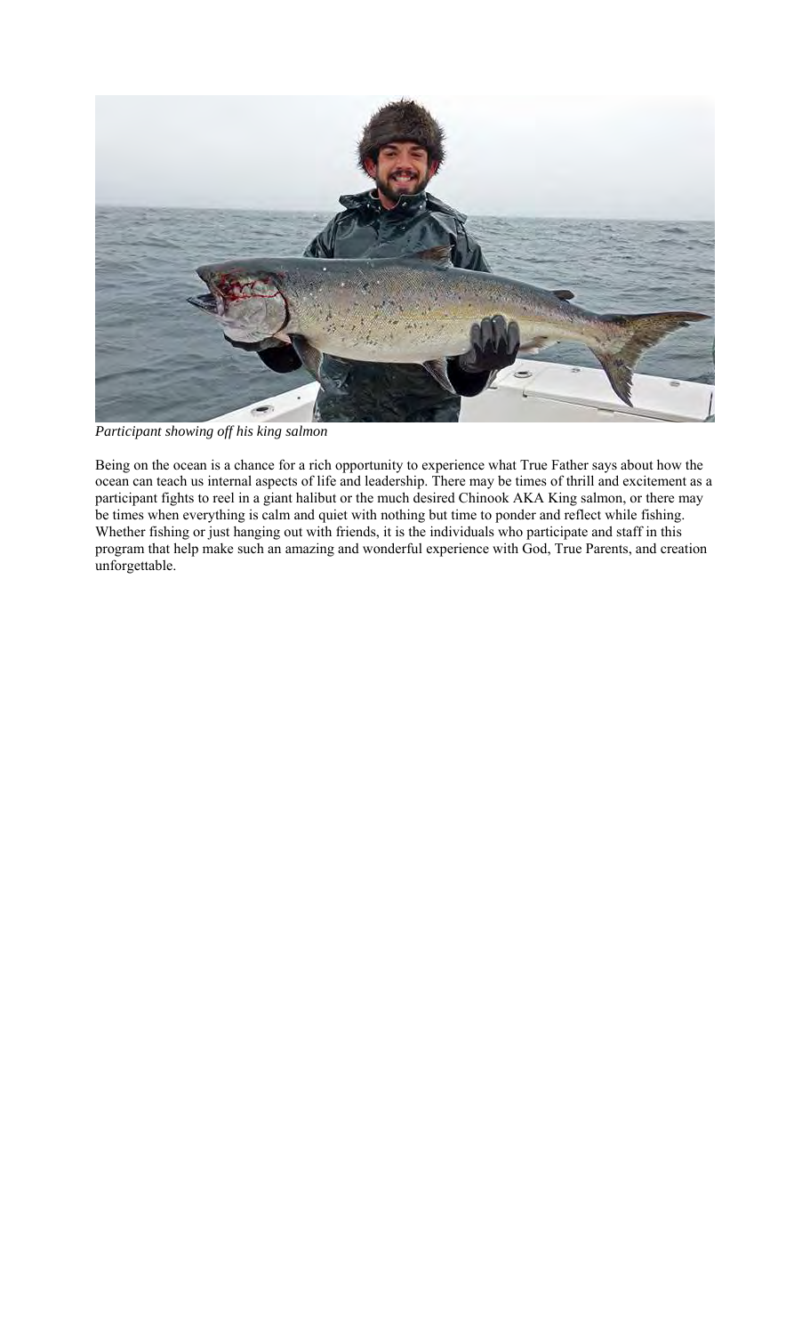*Participant showing off his king salmon*

Being on the ocean is a chance for a rich opportunity to experience what True Father says about how the ocean can teach us internal aspects of life and leadership. There may be times of thrill and excitement as a participant fights to reel in a giant halibut or the much desired Chinook AKA King salmon, or there may be times when everything is calm and quiet with nothing but time to ponder and reflect while fishing. Whether fishing or just hanging out with friends, it is the individuals who participate and staff in this program that help make such an amazing and wonderful experience with God, True Parents, and creation unforgettable.